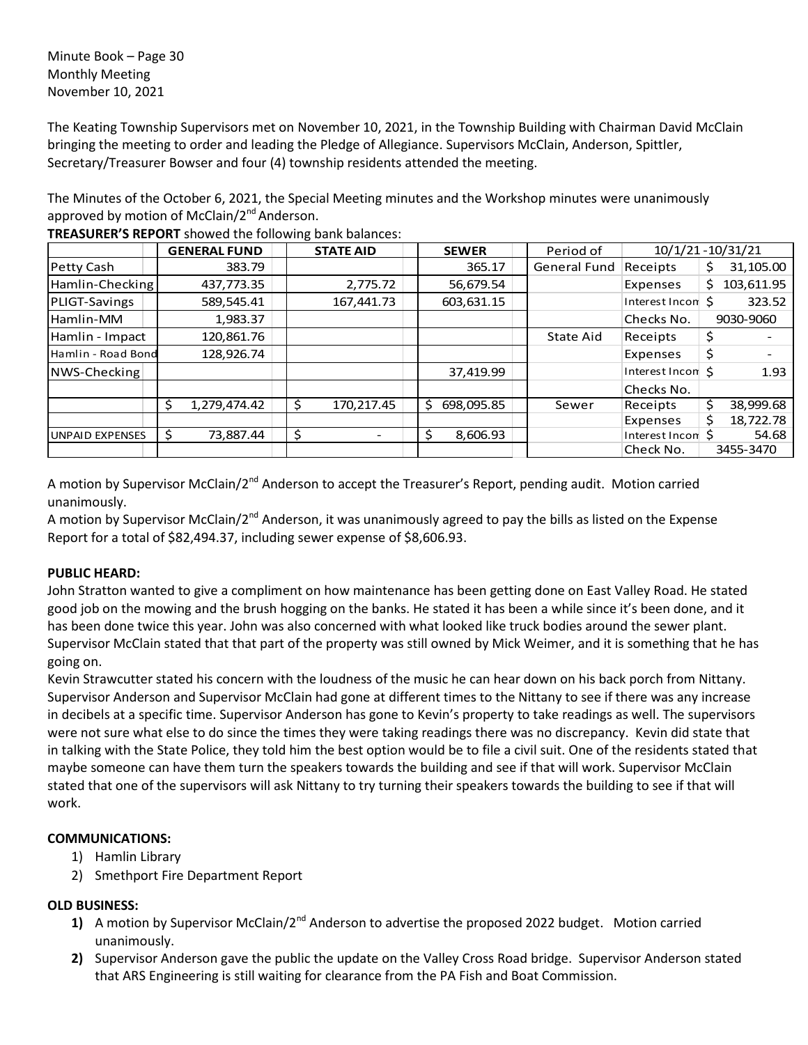Minute Book – Page 30
Monthly Meeting
November 10, 2021

The Keating Township Supervisors met on November 10, 2021, in the Township Building with Chairman David McClain bringing the meeting to order and leading the Pledge of Allegiance. Supervisors McClain, Anderson, Spittler, Secretary/Treasurer Bowser and four (4) township residents attended the meeting.

The Minutes of the October 6, 2021, the Special Meeting minutes and the Workshop minutes were unanimously approved by motion of McClain/2nd Anderson.

**TREASURER'S REPORT** showed the following bank balances:

| | GENERAL FUND | STATE AID | SEWER | Period of | 10/1/21 - 10/31/21 | |
|---|---|---|---|---|---|---|
| Petty Cash | 383.79 | | 365.17 | General Fund | Receipts | $ 31,105.00 |
| Hamlin-Checking | 437,773.35 | 2,775.72 | 56,679.54 | | Expenses | $ 103,611.95 |
| PLIGT-Savings | 589,545.41 | 167,441.73 | 603,631.15 | | Interest Income | $ 323.52 |
| Hamlin-MM | 1,983.37 | | | | Checks No. | 9030-9060 |
| Hamlin - Impact | 120,861.76 | | | State Aid | Receipts | $ - |
| Hamlin - Road Bond | 128,926.74 | | | | Expenses | $ - |
| NWS-Checking | | | 37,419.99 | | Interest Income | $ 1.93 |
| | | | | | Checks No. | |
| | $ 1,279,474.42 | $ 170,217.45 | $ 698,095.85 | Sewer | Receipts | $ 38,999.68 |
| | | | | | Expenses | $ 18,722.78 |
| UNPAID EXPENSES | $ 73,887.44 | $ - | $ 8,606.93 | | Interest Income | $ 54.68 |
| | | | | | Check No. | 3455-3470 |

A motion by Supervisor McClain/2nd Anderson to accept the Treasurer's Report, pending audit. Motion carried unanimously.

A motion by Supervisor McClain/2nd Anderson, it was unanimously agreed to pay the bills as listed on the Expense Report for a total of $82,494.37, including sewer expense of $8,606.93.

**PUBLIC HEARD:**

John Stratton wanted to give a compliment on how maintenance has been getting done on East Valley Road. He stated good job on the mowing and the brush hogging on the banks. He stated it has been a while since it's been done, and it has been done twice this year. John was also concerned with what looked like truck bodies around the sewer plant. Supervisor McClain stated that that part of the property was still owned by Mick Weimer, and it is something that he has going on.

Kevin Strawcutter stated his concern with the loudness of the music he can hear down on his back porch from Nittany. Supervisor Anderson and Supervisor McClain had gone at different times to the Nittany to see if there was any increase in decibels at a specific time. Supervisor Anderson has gone to Kevin's property to take readings as well. The supervisors were not sure what else to do since the times they were taking readings there was no discrepancy. Kevin did state that in talking with the State Police, they told him the best option would be to file a civil suit. One of the residents stated that maybe someone can have them turn the speakers towards the building and see if that will work. Supervisor McClain stated that one of the supervisors will ask Nittany to try turning their speakers towards the building to see if that will work.

**COMMUNICATIONS:**

1) Hamlin Library
2) Smethport Fire Department Report

**OLD BUSINESS:**

1) A motion by Supervisor McClain/2nd Anderson to advertise the proposed 2022 budget. Motion carried unanimously.
2) Supervisor Anderson gave the public the update on the Valley Cross Road bridge. Supervisor Anderson stated that ARS Engineering is still waiting for clearance from the PA Fish and Boat Commission.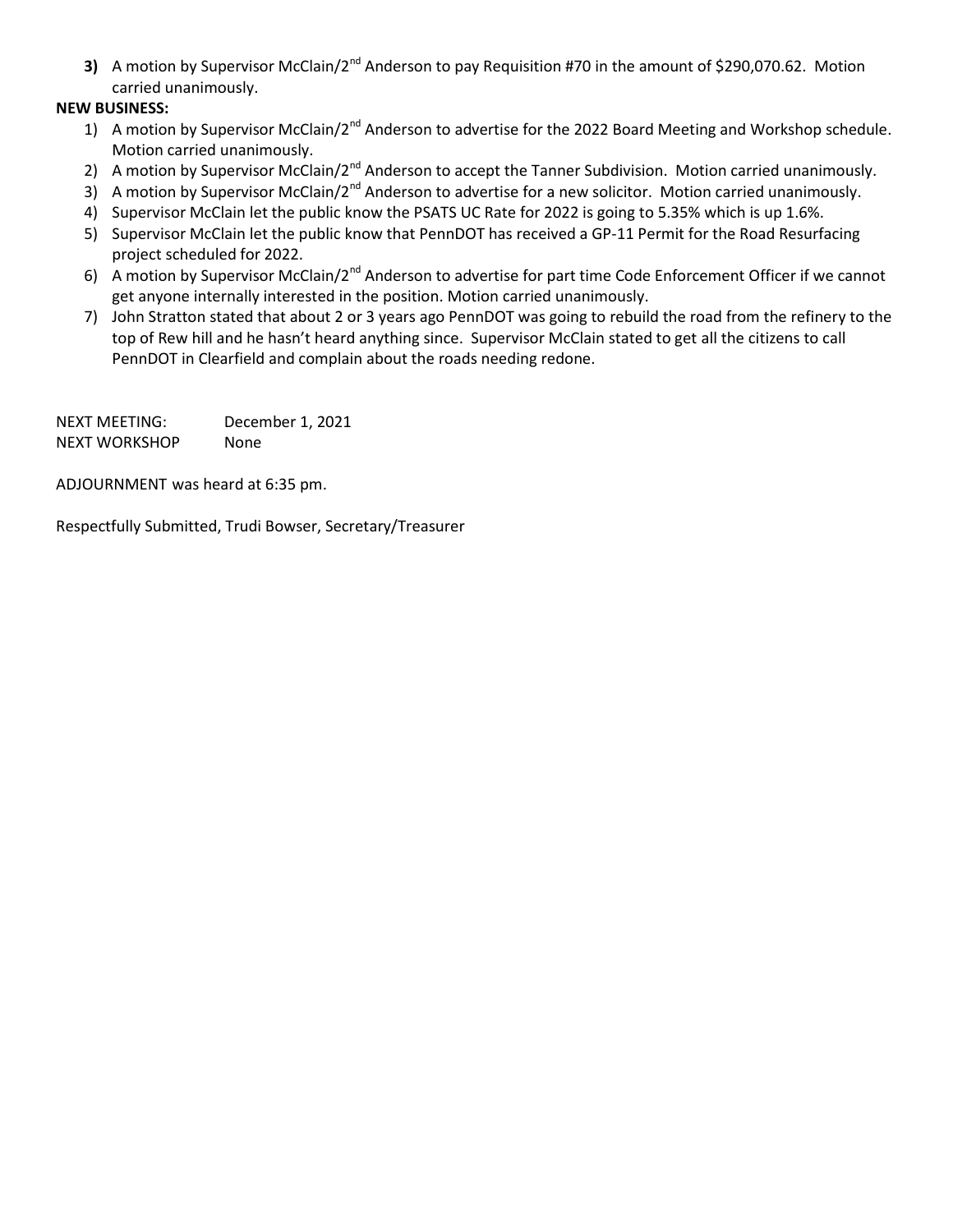**3)** A motion by Supervisor McClain/2nd Anderson to pay Requisition #70 in the amount of $290,070.62. Motion carried unanimously.

**NEW BUSINESS:**

1) A motion by Supervisor McClain/2nd Anderson to advertise for the 2022 Board Meeting and Workshop schedule. Motion carried unanimously.
2) A motion by Supervisor McClain/2nd Anderson to accept the Tanner Subdivision. Motion carried unanimously.
3) A motion by Supervisor McClain/2nd Anderson to advertise for a new solicitor. Motion carried unanimously.
4) Supervisor McClain let the public know the PSATS UC Rate for 2022 is going to 5.35% which is up 1.6%.
5) Supervisor McClain let the public know that PennDOT has received a GP-11 Permit for the Road Resurfacing project scheduled for 2022.
6) A motion by Supervisor McClain/2nd Anderson to advertise for part time Code Enforcement Officer if we cannot get anyone internally interested in the position. Motion carried unanimously.
7) John Stratton stated that about 2 or 3 years ago PennDOT was going to rebuild the road from the refinery to the top of Rew hill and he hasn't heard anything since. Supervisor McClain stated to get all the citizens to call PennDOT in Clearfield and complain about the roads needing redone.

NEXT MEETING: December 1, 2021
NEXT WORKSHOP None

ADJOURNMENT was heard at 6:35 pm.

Respectfully Submitted, Trudi Bowser, Secretary/Treasurer